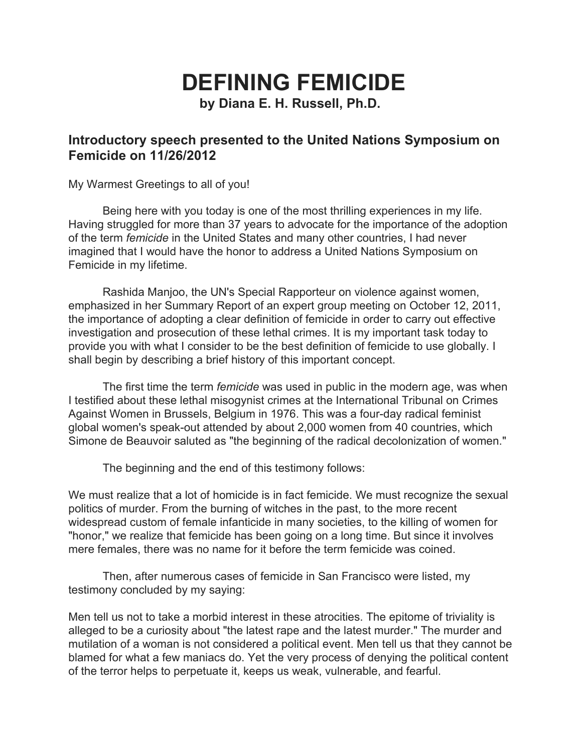# DEFINING FEMICIDE

**by Diana E. H. Russell, Ph.D.**

## Introductory speech presented to the United Nations Symposium on Femicide on 11/26/2012

My Warmest Greetings to all of you!

Being here with you today is one of the most thrilling experiences in my life. Having struggled for more than 37 years to advocate for the importance of the adoption of the term *femicide* in the United States and many other countries, I had never imagined that I would have the honor to address a United Nations Symposium on Femicide in my lifetime.

Rashida Manjoo, the UN's Special Rapporteur on violence against women, emphasized in her Summary Report of an expert group meeting on October 12, 2011, the importance of adopting a clear definition of femicide in order to carry out effective investigation and prosecution of these lethal crimes. It is my important task today to provide you with what I consider to be the best definition of femicide to use globally. I shall begin by describing a brief history of this important concept.

The first time the term *femicide* was used in public in the modern age, was when I testified about these lethal misogynist crimes at the International Tribunal on Crimes Against Women in Brussels, Belgium in 1976. This was a four-day radical feminist global women's speak-out attended by about 2,000 women from 40 countries, which Simone de Beauvoir saluted as "the beginning of the radical decolonization of women."

The beginning and the end of this testimony follows:

We must realize that a lot of homicide is in fact femicide. We must recognize the sexual politics of murder. From the burning of witches in the past, to the more recent widespread custom of female infanticide in many societies, to the killing of women for "honor," we realize that femicide has been going on a long time. But since it involves mere females, there was no name for it before the term femicide was coined.

Then, after numerous cases of femicide in San Francisco were listed, my testimony concluded by my saying:

Men tell us not to take a morbid interest in these atrocities. The epitome of triviality is alleged to be a curiosity about "the latest rape and the latest murder." The murder and mutilation of a woman is not considered a political event. Men tell us that they cannot be blamed for what a few maniacs do. Yet the very process of denying the political content of the terror helps to perpetuate it, keeps us weak, vulnerable, and fearful.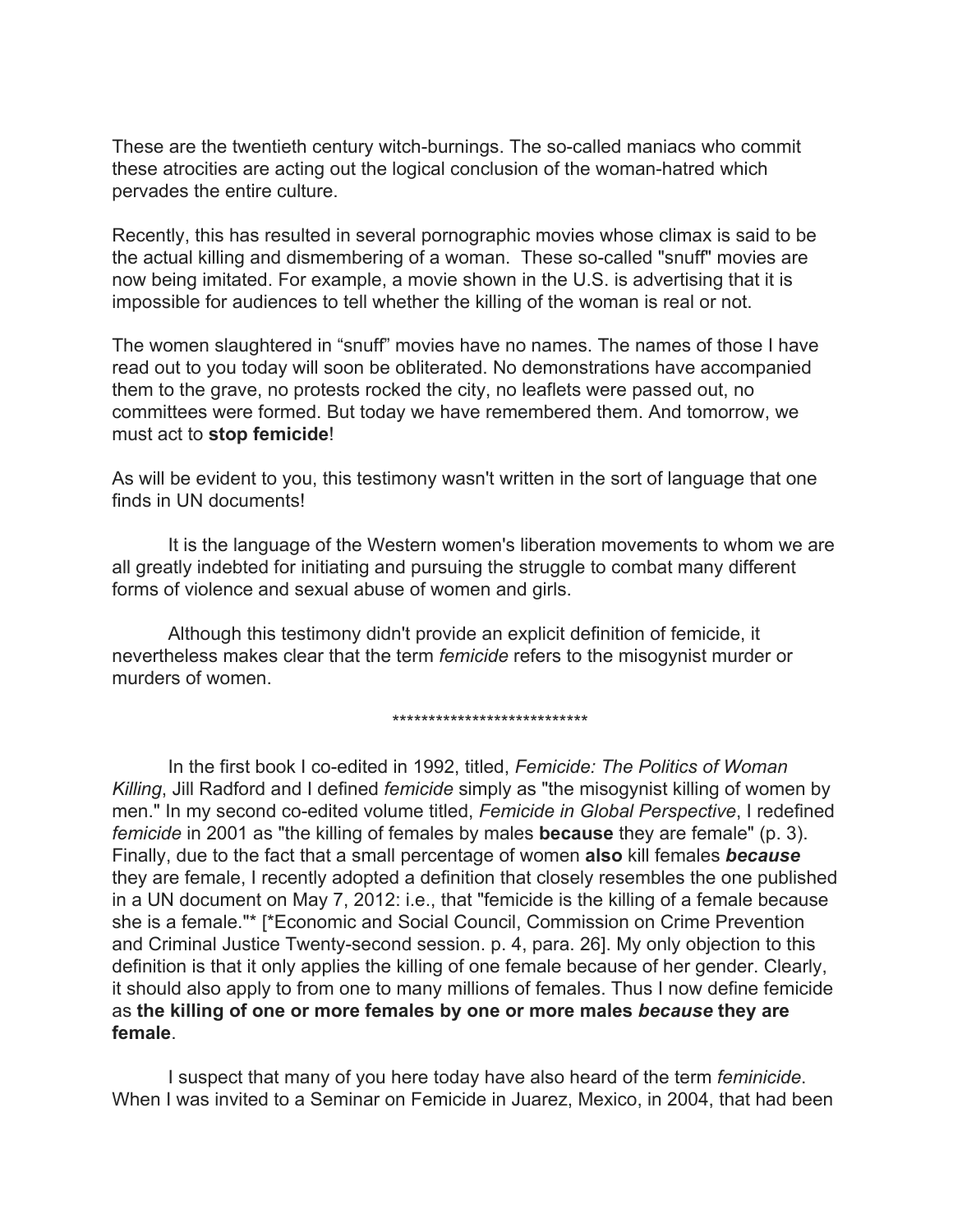These are the twentieth century witch-burnings. The so-called maniacs who commit these atrocities are acting out the logical conclusion of the woman-hatred which pervades the entire culture.

Recently, this has resulted in several pornographic movies whose climax is said to be the actual killing and dismembering of a woman. These so-called "snuff" movies are now being imitated. For example, a movie shown in the U.S. is advertising that it is impossible for audiences to tell whether the killing of the woman is real or not.

The women slaughtered in “snuff” movies have no names. The names of those I have read out to you today will soon be obliterated. No demonstrations have accompanied them to the grave, no protests rocked the city, no leaflets were passed out, no committees were formed. But today we have remembered them. And tomorrow, we must act to **stop femicide**!

As will be evident to you, this testimony wasn't written in the sort of language that one finds in UN documents!

It is the language of the Western women's liberation movements to whom we are all greatly indebted for initiating and pursuing the struggle to combat many different forms of violence and sexual abuse of women and girls.

Although this testimony didn't provide an explicit definition of femicide, it nevertheless makes clear that the term *femicide* refers to the misogynist murder or murders of women.

***************************

In the first book I co-edited in 1992, titled, *Femicide: The Politics of Woman Killing*, Jill Radford and I defined *femicide* simply as "the misogynist killing of women by men." In my second co-edited volume titled, *Femicide in Global Perspective*, I redefined *femicide* in 2001 as "the killing of females by males **because** they are female" (p. 3). Finally, due to the fact that a small percentage of women **also** kill females ***because*** they are female, I recently adopted a definition that closely resembles the one published in a UN document on May 7, 2012: i.e., that "femicide is the killing of a female because she is a female."* [*Economic and Social Council, Commission on Crime Prevention and Criminal Justice Twenty-second session. p. 4, para. 26]. My only objection to this definition is that it only applies the killing of one female because of her gender. Clearly, it should also apply to from one to many millions of females. Thus I now define femicide as **the killing of one or more females by one or more males *because* they are female**.

I suspect that many of you here today have also heard of the term *feminicide*. When I was invited to a Seminar on Femicide in Juarez, Mexico, in 2004, that had been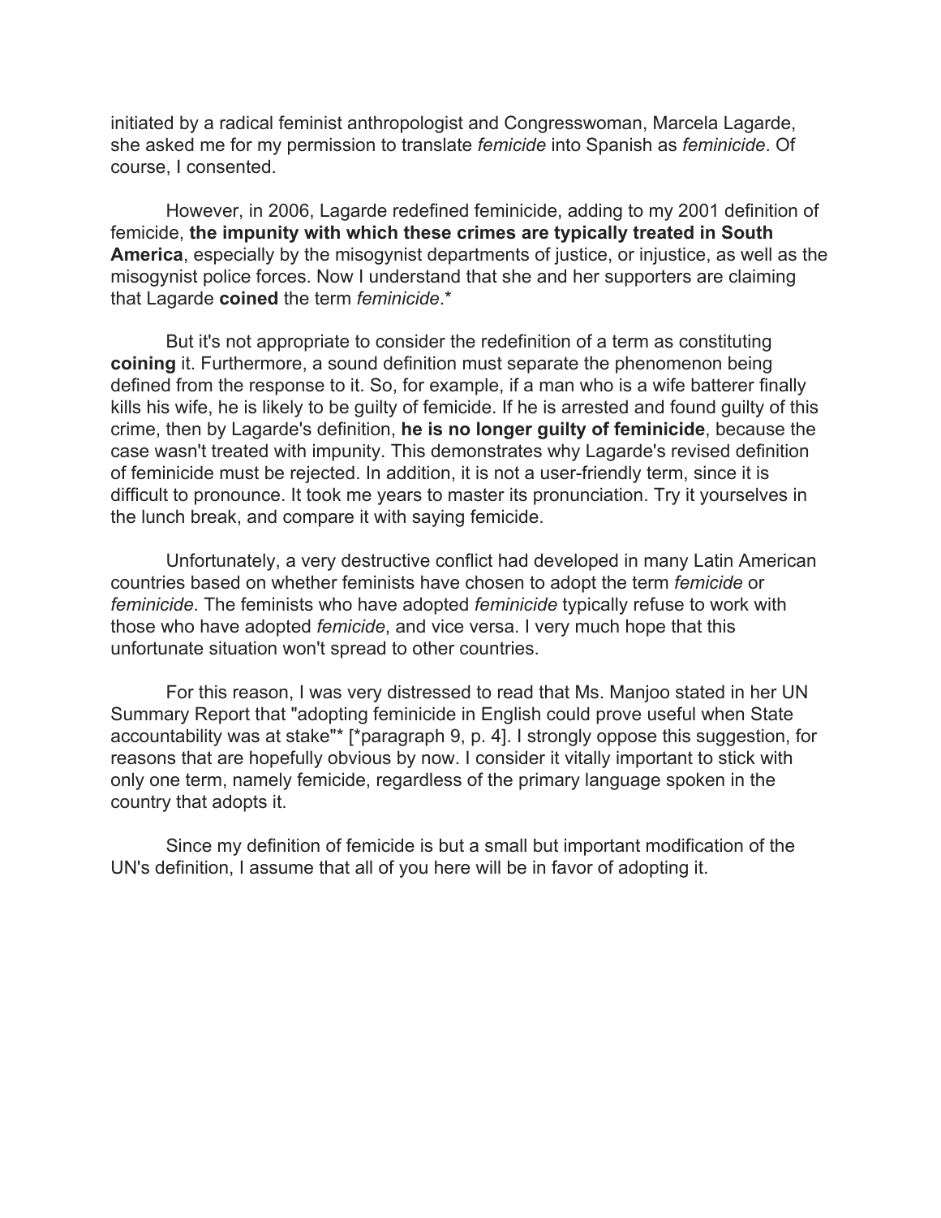initiated by a radical feminist anthropologist and Congresswoman, Marcela Lagarde, she asked me for my permission to translate *femicide* into Spanish as *feminicide*. Of course, I consented.

However, in 2006, Lagarde redefined feminicide, adding to my 2001 definition of femicide, **the impunity with which these crimes are typically treated in South America**, especially by the misogynist departments of justice, or injustice, as well as the misogynist police forces. Now I understand that she and her supporters are claiming that Lagarde **coined** the term *feminicide*.*

But it's not appropriate to consider the redefinition of a term as constituting **coining** it. Furthermore, a sound definition must separate the phenomenon being defined from the response to it. So, for example, if a man who is a wife batterer finally kills his wife, he is likely to be guilty of femicide. If he is arrested and found guilty of this crime, then by Lagarde's definition, **he is no longer guilty of feminicide**, because the case wasn't treated with impunity. This demonstrates why Lagarde's revised definition of feminicide must be rejected. In addition, it is not a user-friendly term, since it is difficult to pronounce. It took me years to master its pronunciation. Try it yourselves in the lunch break, and compare it with saying femicide.

Unfortunately, a very destructive conflict had developed in many Latin American countries based on whether feminists have chosen to adopt the term *femicide* or *feminicide*. The feminists who have adopted *feminicide* typically refuse to work with those who have adopted *femicide*, and vice versa. I very much hope that this unfortunate situation won't spread to other countries.

For this reason, I was very distressed to read that Ms. Manjoo stated in her UN Summary Report that "adopting feminicide in English could prove useful when State accountability was at stake"* [*paragraph 9, p. 4]. I strongly oppose this suggestion, for reasons that are hopefully obvious by now. I consider it vitally important to stick with only one term, namely femicide, regardless of the primary language spoken in the country that adopts it.

Since my definition of femicide is but a small but important modification of the UN's definition, I assume that all of you here will be in favor of adopting it.